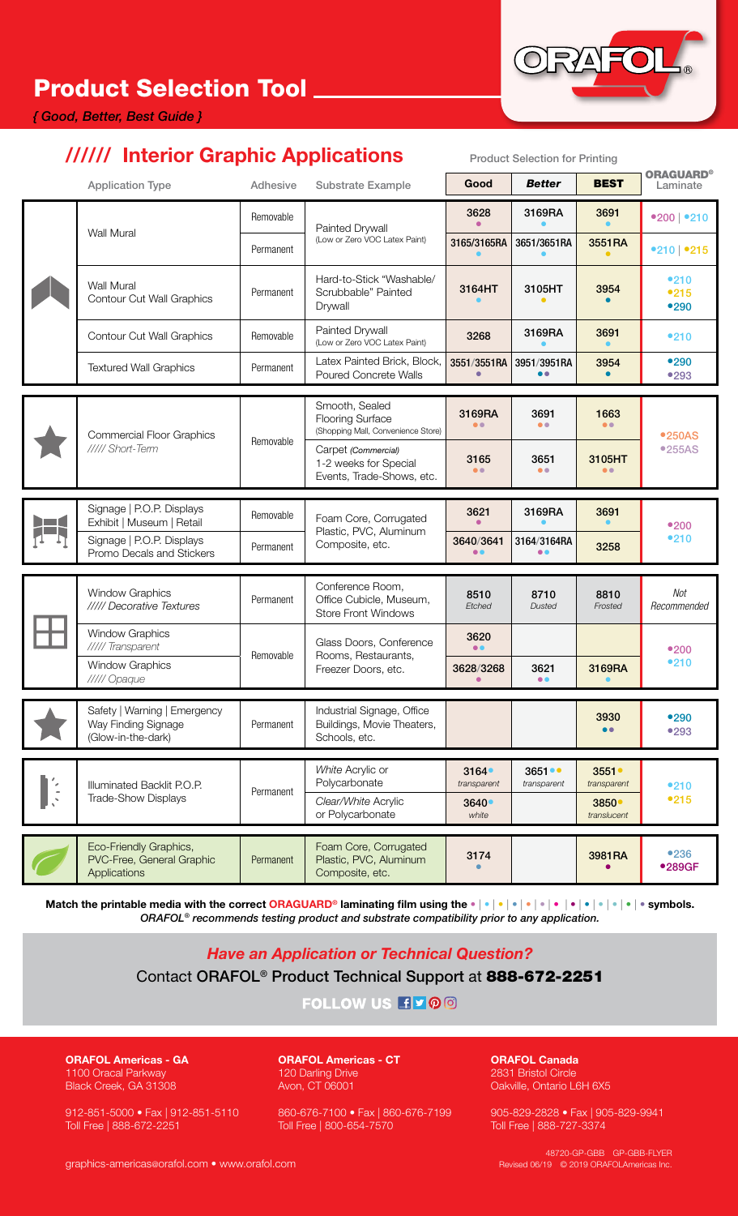# Product Selection Tool

*{ Good, Better, Best Guide }*

## ////// Interior Graphic Applications

| Application Type | Adhesive | Substrate Example | Good | *Better* | **BEST** | ORAGUARD® Laminate |
|---|---|---|---|---|---|---|
| **Product Selection for Printing** | | | | | | |
| Wall Mural | Removable | Painted Drywall (Low or Zero VOC Latex Paint) | 3628 • | 3169RA • | 3691 • | •200 \| •210 |
| | Permanent | | 3165/3165RA • | 3651/3651RA • | 3551RA • | •210 \| •215 |
| Wall Mural Contour Cut Wall Graphics | Permanent | Hard-to-Stick "Washable/ Scrubbable" Painted Drywall | 3164HT • | 3105HT • | 3954 • | •210 •215 •290 |
| Contour Cut Wall Graphics | Removable | Painted Drywall (Low or Zero VOC Latex Paint) | 3268 | 3169RA • | 3691 • | •210 |
| Textured Wall Graphics | Permanent | Latex Painted Brick, Block, Poured Concrete Walls | 3551/3551RA • | 3951/3951RA •• | 3954 • | •290 •293 |
| Commercial Floor Graphics ///// Short-Term | Removable | Smooth, Sealed Flooring Surface (Shopping Mall, Convenience Store) | 3169RA •• | 3691 •• | 1663 •• | •250AS •255AS |
| | | Carpet (Commercial) 1-2 weeks for Special Events, Trade-Shows, etc. | 3165 •• | 3651 •• | 3105HT •• | |
| Signage \| P.O.P. Displays Exhibit \| Museum \| Retail | Removable | Foam Core, Corrugated Plastic, PVC, Aluminum Composite, etc. | 3621 • | 3169RA • | 3691 • | •200 •210 |
| Signage \| P.O.P. Displays Promo Decals and Stickers | Permanent | | 3640/3641 •• | 3164/3164RA •• | 3258 | |
| Window Graphics ///// Decorative Textures | Permanent | Conference Room, Office Cubicle, Museum, Store Front Windows | 8510 *Etched* | 8710 *Dusted* | 8810 *Frosted* | *Not Recommended* |
| Window Graphics ///// Transparent | Removable | Glass Doors, Conference Rooms, Restaurants, Freezer Doors, etc. | 3620 •• | | | •200 •210 |
| Window Graphics ///// Opaque | | | 3628/3268 • | 3621 •• | 3169RA • | |
| Safety \| Warning \| Emergency Way Finding Signage (Glow-in-the-dark) | Permanent | Industrial Signage, Office Buildings, Movie Theaters, Schools, etc. | | | 3930 •• | •290 •293 |
| Illuminated Backlit P.O.P. Trade-Show Displays | Permanent | *White* Acrylic or Polycarbonate | 3164• *transparent* | 3651•• *transparent* | 3551• *transparent* | •210 •215 |
| | | *Clear/White* Acrylic or Polycarbonate | 3640• *white* | | 3850• *translucent* | |
| Eco-Friendly Graphics, PVC-Free, General Graphic Applications | Permanent | Foam Core, Corrugated Plastic, PVC, Aluminum Composite, etc. | 3174 • | | 3981RA • | •236 •289GF |

**Match the printable media with the correct ORAGUARD® laminating film using the • | • | • | • | • | • | • | • | • | • | • symbols.**
*ORAFOL® recommends testing product and substrate compatibility prior to any application.*

### *Have an Application or Technical Question?*

Contact ORAFOL® Product Technical Support at **888-672-2251**

**FOLLOW US**

**ORAFOL Americas - GA**
1100 Oracal Parkway
Black Creek, GA 31308

912-851-5000 • Fax | 912-851-5110
Toll Free | 888-672-2251

**ORAFOL Americas - CT**
120 Darling Drive
Avon, CT 06001

860-676-7100 • Fax | 860-676-7199
Toll Free | 800-654-7570

**ORAFOL Canada**
2831 Bristol Circle
Oakville, Ontario L6H 6X5

905-829-2828 • Fax | 905-829-9941
Toll Free | 888-727-3374

graphics-americas@orafol.com • www.orafol.com

48720-GP-GBB GP-GBB-FLYER
Revised 06/19 © 2019 ORAFOLAmericas Inc.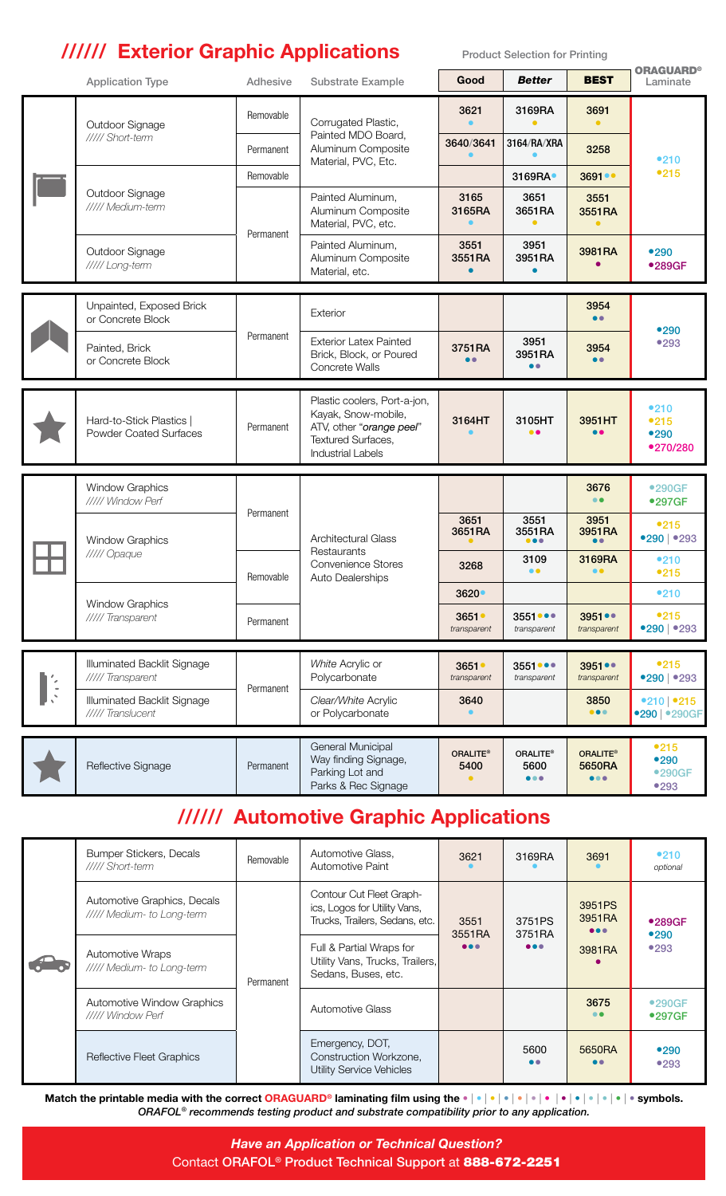## ////// Exterior Graphic Applications

Product Selection for Printing

| Application Type | Adhesive | Substrate Example | Good | Better | BEST | ORAGUARD® Laminate |
|---|---|---|---|---|---|---|
| Outdoor Signage ///// Short-term | Removable | Corrugated Plastic, Painted MDO Board, Aluminum Composite Material, PVC, Etc. | 3621 • | 3169RA • | 3691 • | •210 •215 |
| | Permanent | | 3640/3641 • | 3164/RA/XRA • | 3258 | |
| Outdoor Signage ///// Medium-term | Removable | | | 3169RA• | 3691•• | |
| | Permanent | Painted Aluminum, Aluminum Composite Material, PVC, etc. | 3165 3165RA • | 3651 3651RA • | 3551 3551RA • | |
| Outdoor Signage ///// Long-term | Permanent | Painted Aluminum, Aluminum Composite Material, etc. | 3551 3551RA • | 3951 3951RA • | 3981RA • | •290 •289GF |
| Unpainted, Exposed Brick or Concrete Block | Permanent | Exterior | | | 3954 •• | •290 •293 |
| Painted, Brick or Concrete Block | Permanent | Exterior Latex Painted Brick, Block, or Poured Concrete Walls | 3751RA •• | 3951 3951RA •• | 3954 •• | |
| Hard-to-Stick Plastics \| Powder Coated Surfaces | Permanent | Plastic coolers, Port-a-jon, Kayak, Snow-mobile, ATV, other "*orange peel*" Textured Surfaces, Industrial Labels | 3164HT • | 3105HT •• | 3951HT •• | •210 •215 •290 •270/280 |
| Window Graphics ///// Window Perf | Permanent | Architectural Glass Restaurants Convenience Stores Auto Dealerships | | | 3676 •• | •290GF •297GF |
| Window Graphics ///// Opaque | Permanent | | 3651 3651RA • | 3551 3551RA ••• | 3951 3951RA •• | •215 •290 \| •293 |
| | Removable | | 3268 | 3109 •• | 3169RA •• | •210 •215 |
| Window Graphics ///// Transparent | Removable | | 3620• | | | •210 |
| | Permanent | | 3651• *transparent* | 3551••• *transparent* | 3951•• *transparent* | •215 •290 \| •293 |
| Illuminated Backlit Signage ///// Transparent | Permanent | *White* Acrylic or Polycarbonate | 3651• *transparent* | 3551••• *transparent* | 3951•• *transparent* | •215 •290 \| •293 |
| Illuminated Backlit Signage ///// Translucent | Permanent | *Clear/White* Acrylic or Polycarbonate | 3640 • | | 3850 ••• | •210 \| •215 •290 \| •290GF |
| Reflective Signage | Permanent | General Municipal Way finding Signage, Parking Lot and Parks & Rec Signage | ORALITE® 5400 • | ORALITE® 5600 ••• | ORALITE® 5650RA ••• | •215 •290 •290GF •293 |

## ////// Automotive Graphic Applications

| Application Type | Adhesive | Substrate Example | Good | Better | BEST | ORAGUARD® Laminate |
|---|---|---|---|---|---|---|
| Bumper Stickers, Decals ///// Short-term | Removable | Automotive Glass, Automotive Paint | 3621 • | 3169RA • | 3691 • | •210 *optional* |
| Automotive Graphics, Decals ///// Medium- to Long-term | Permanent | Contour Cut Fleet Graphics, Logos for Utility Vans, Trucks, Trailers, Sedans, etc. | 3551 3551RA ••• | 3751PS 3751RA ••• | 3951PS 3951RA ••• | •289GF •290 •293 |
| Automotive Wraps ///// Medium- to Long-term | Permanent | Full & Partial Wraps for Utility Vans, Trucks, Trailers, Sedans, Buses, etc. | | | 3981RA • | |
| Automotive Window Graphics ///// Window Perf | Permanent | Automotive Glass | | | 3675 •• | •290GF •297GF |
| Reflective Fleet Graphics | Permanent | Emergency, DOT, Construction Workzone, Utility Service Vehicles | | 5600 •• | 5650RA •• | •290 •293 |

**Match the printable media with the correct ORAGUARD® laminating film using the • | • | • | • | • | • | • | • | • | • | • | • symbols.**
***ORAFOL® recommends testing product and substrate compatibility prior to any application.***

***Have an Application or Technical Question?***
Contact ORAFOL® Product Technical Support at **888-672-2251**